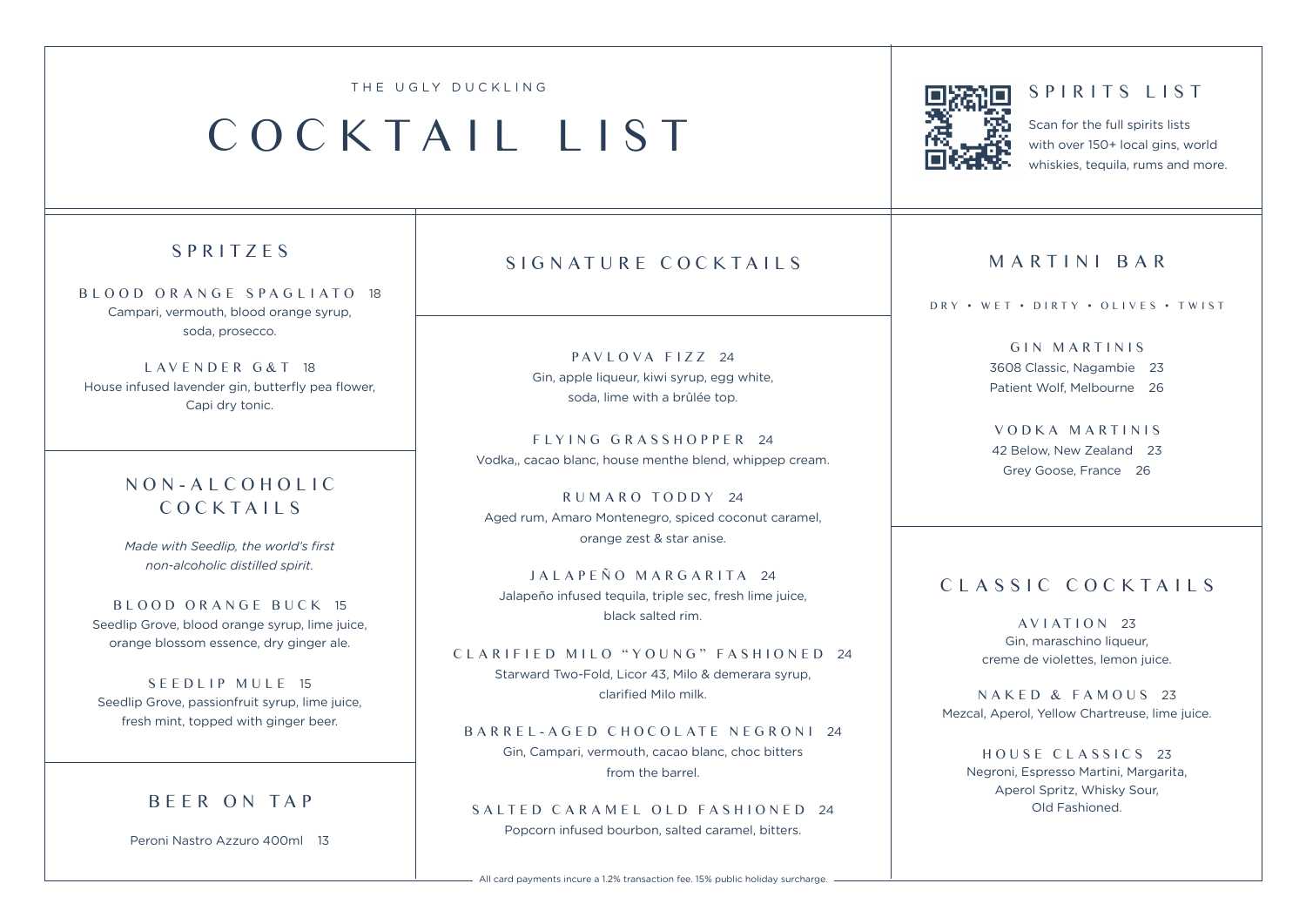THE UGLY DUCKLING

# COCKTAIL LIST

## SPIRITS LIST

Scan for the full spirits lists with over 150+ local gins, world whiskies, tequila, rums and more.

## SPRITZES

**BLOOD ORANGE SPAGLIATO** 18
Campari, vermouth, blood orange syrup, soda, prosecco.

**LAVENDER G&T** 18
House infused lavender gin, butterfly pea flower, Capi dry tonic.

## NON-ALCOHOLIC COCKTAILS

*Made with Seedlip, the world's first non-alcoholic distilled spirit.*

**BLOOD ORANGE BUCK** 15
Seedlip Grove, blood orange syrup, lime juice, orange blossom essence, dry ginger ale.

**SEEDLIP MULE** 15
Seedlip Grove, passionfruit syrup, lime juice, fresh mint, topped with ginger beer.

## BEER ON TAP

Peroni Nastro Azzuro 400ml 13

## SIGNATURE COCKTAILS

**PAVLOVA FIZZ** 24
Gin, apple liqueur, kiwi syrup, egg white, soda, lime with a brûlée top.

**FLYING GRASSHOPPER** 24
Vodka,, cacao blanc, house menthe blend, whippep cream.

**RUMARO TODDY** 24
Aged rum, Amaro Montenegro, spiced coconut caramel, orange zest & star anise.

**JALAPEÑO MARGARITA** 24
Jalapeño infused tequila, triple sec, fresh lime juice, black salted rim.

**CLARIFIED MILO "YOUNG" FASHIONED** 24
Starward Two-Fold, Licor 43, Milo & demerara syrup, clarified Milo milk.

**BARREL-AGED CHOCOLATE NEGRONI** 24
Gin, Campari, vermouth, cacao blanc, choc bitters from the barrel.

**SALTED CARAMEL OLD FASHIONED** 24
Popcorn infused bourbon, salted caramel, bitters.

## MARTINI BAR

DRY • WET • DIRTY • OLIVES • TWIST

**GIN MARTINIS**
3608 Classic, Nagambie 23
Patient Wolf, Melbourne 26

**VODKA MARTINIS**
42 Below, New Zealand 23
Grey Goose, France 26

## CLASSIC COCKTAILS

**AVIATION** 23
Gin, maraschino liqueur, creme de violettes, lemon juice.

**NAKED & FAMOUS** 23
Mezcal, Aperol, Yellow Chartreuse, lime juice.

**HOUSE CLASSICS** 23
Negroni, Espresso Martini, Margarita, Aperol Spritz, Whisky Sour, Old Fashioned.

All card payments incure a 1.2% transaction fee. 15% public holiday surcharge.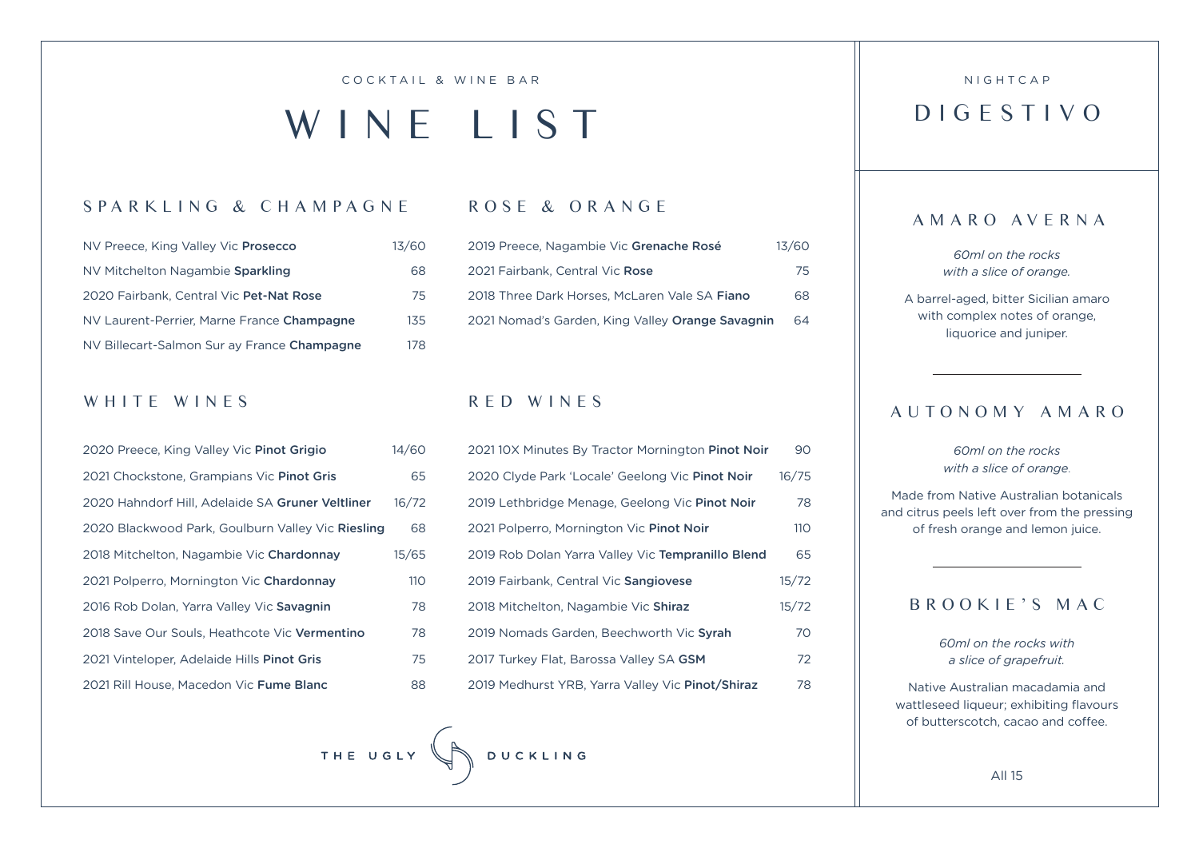COCKTAIL & WINE BAR

# WINE LIST

## SPARKLING & CHAMPAGNE

| | |
|---|---|
| NV Preece, King Valley Vic **Prosecco** | 13/60 |
| NV Mitchelton Nagambie **Sparkling** | 68 |
| 2020 Fairbank, Central Vic **Pet-Nat Rose** | 75 |
| NV Laurent-Perrier, Marne France **Champagne** | 135 |
| NV Billecart-Salmon Sur ay France **Champagne** | 178 |

## ROSE & ORANGE

| | |
|---|---|
| 2019 Preece, Nagambie Vic **Grenache Rosé** | 13/60 |
| 2021 Fairbank, Central Vic **Rose** | 75 |
| 2018 Three Dark Horses, McLaren Vale SA **Fiano** | 68 |
| 2021 Nomad's Garden, King Valley **Orange Savagnin** | 64 |

## WHITE WINES

| | |
|---|---|
| 2020 Preece, King Valley Vic **Pinot Grigio** | 14/60 |
| 2021 Chockstone, Grampians Vic **Pinot Gris** | 65 |
| 2020 Hahndorf Hill, Adelaide SA **Gruner Veltliner** | 16/72 |
| 2020 Blackwood Park, Goulburn Valley Vic **Riesling** | 68 |
| 2018 Mitchelton, Nagambie Vic **Chardonnay** | 15/65 |
| 2021 Polperro, Mornington Vic **Chardonnay** | 110 |
| 2016 Rob Dolan, Yarra Valley Vic **Savagnin** | 78 |
| 2018 Save Our Souls, Heathcote Vic **Vermentino** | 78 |
| 2021 Vinteloper, Adelaide Hills **Pinot Gris** | 75 |
| 2021 Rill House, Macedon Vic **Fume Blanc** | 88 |

## RED WINES

| | |
|---|---|
| 2021 10X Minutes By Tractor Mornington **Pinot Noir** | 90 |
| 2020 Clyde Park 'Locale' Geelong Vic **Pinot Noir** | 16/75 |
| 2019 Lethbridge Menage, Geelong Vic **Pinot Noir** | 78 |
| 2021 Polperro, Mornington Vic **Pinot Noir** | 110 |
| 2019 Rob Dolan Yarra Valley Vic **Tempranillo Blend** | 65 |
| 2019 Fairbank, Central Vic **Sangiovese** | 15/72 |
| 2018 Mitchelton, Nagambie Vic **Shiraz** | 15/72 |
| 2019 Nomads Garden, Beechworth Vic **Syrah** | 70 |
| 2017 Turkey Flat, Barossa Valley SA **GSM** | 72 |
| 2019 Medhurst YRB, Yarra Valley Vic **Pinot/Shiraz** | 78 |

THE UGLY DUCKLING

NIGHTCAP

# DIGESTIVO

## AMARO AVERNA

*60ml on the rocks with a slice of orange.*

A barrel-aged, bitter Sicilian amaro with complex notes of orange, liquorice and juniper.

## AUTONOMY AMARO

*60ml on the rocks with a slice of orange.*

Made from Native Australian botanicals and citrus peels left over from the pressing of fresh orange and lemon juice.

## BROOKIE'S MAC

*60ml on the rocks with a slice of grapefruit.*

Native Australian macadamia and wattleseed liqueur; exhibiting flavours of butterscotch, cacao and coffee.

All 15